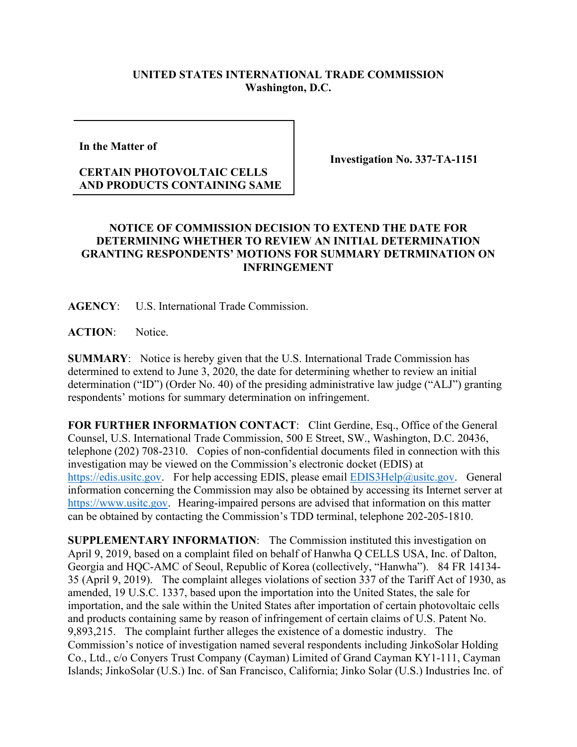**UNITED STATES INTERNATIONAL TRADE COMMISSION**
**Washington, D.C.**

**In the Matter of**

**CERTAIN PHOTOVOLTAIC CELLS AND PRODUCTS CONTAINING SAME**

**Investigation No. 337-TA-1151**

## NOTICE OF COMMISSION DECISION TO EXTEND THE DATE FOR DETERMINING WHETHER TO REVIEW AN INITIAL DETERMINATION GRANTING RESPONDENTS' MOTIONS FOR SUMMARY DETRMINATION ON INFRINGEMENT

**AGENCY**: U.S. International Trade Commission.

**ACTION**: Notice.

**SUMMARY**: Notice is hereby given that the U.S. International Trade Commission has determined to extend to June 3, 2020, the date for determining whether to review an initial determination ("ID") (Order No. 40) of the presiding administrative law judge ("ALJ") granting respondents' motions for summary determination on infringement.

**FOR FURTHER INFORMATION CONTACT**: Clint Gerdine, Esq., Office of the General Counsel, U.S. International Trade Commission, 500 E Street, SW., Washington, D.C. 20436, telephone (202) 708-2310. Copies of non-confidential documents filed in connection with this investigation may be viewed on the Commission's electronic docket (EDIS) at https://edis.usitc.gov. For help accessing EDIS, please email EDIS3Help@usitc.gov. General information concerning the Commission may also be obtained by accessing its Internet server at https://www.usitc.gov. Hearing-impaired persons are advised that information on this matter can be obtained by contacting the Commission's TDD terminal, telephone 202-205-1810.

**SUPPLEMENTARY INFORMATION**: The Commission instituted this investigation on April 9, 2019, based on a complaint filed on behalf of Hanwha Q CELLS USA, Inc. of Dalton, Georgia and HQC-AMC of Seoul, Republic of Korea (collectively, "Hanwha"). 84 FR 14134-35 (April 9, 2019). The complaint alleges violations of section 337 of the Tariff Act of 1930, as amended, 19 U.S.C. 1337, based upon the importation into the United States, the sale for importation, and the sale within the United States after importation of certain photovoltaic cells and products containing same by reason of infringement of certain claims of U.S. Patent No. 9,893,215. The complaint further alleges the existence of a domestic industry. The Commission's notice of investigation named several respondents including JinkoSolar Holding Co., Ltd., c/o Conyers Trust Company (Cayman) Limited of Grand Cayman KY1-111, Cayman Islands; JinkoSolar (U.S.) Inc. of San Francisco, California; Jinko Solar (U.S.) Industries Inc. of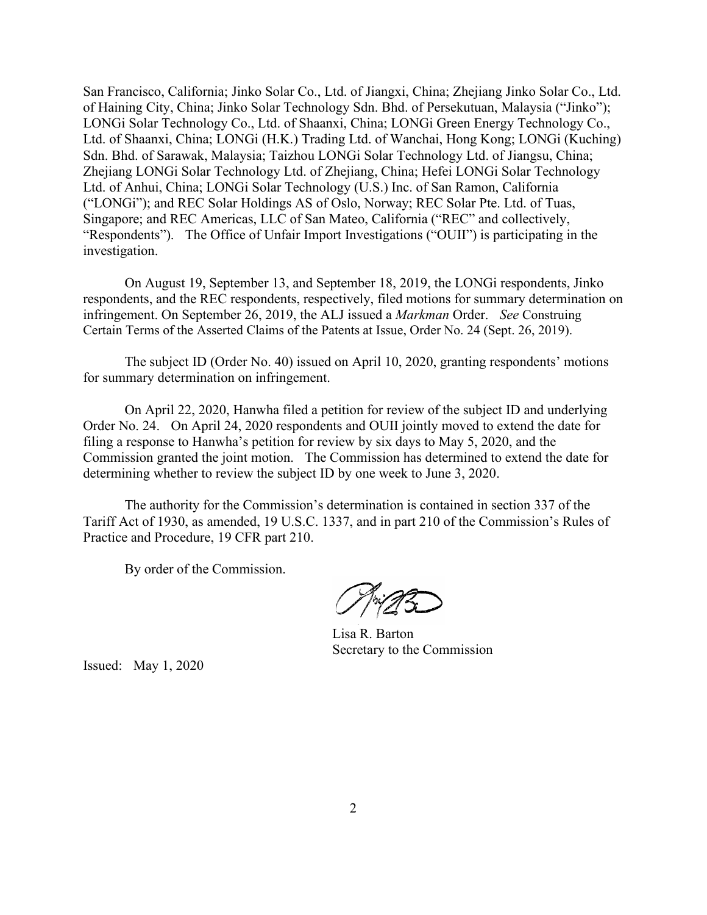San Francisco, California; Jinko Solar Co., Ltd. of Jiangxi, China; Zhejiang Jinko Solar Co., Ltd. of Haining City, China; Jinko Solar Technology Sdn. Bhd. of Persekutuan, Malaysia ("Jinko"); LONGi Solar Technology Co., Ltd. of Shaanxi, China; LONGi Green Energy Technology Co., Ltd. of Shaanxi, China; LONGi (H.K.) Trading Ltd. of Wanchai, Hong Kong; LONGi (Kuching) Sdn. Bhd. of Sarawak, Malaysia; Taizhou LONGi Solar Technology Ltd. of Jiangsu, China; Zhejiang LONGi Solar Technology Ltd. of Zhejiang, China; Hefei LONGi Solar Technology Ltd. of Anhui, China; LONGi Solar Technology (U.S.) Inc. of San Ramon, California ("LONGi"); and REC Solar Holdings AS of Oslo, Norway; REC Solar Pte. Ltd. of Tuas, Singapore; and REC Americas, LLC of San Mateo, California ("REC" and collectively, "Respondents"). The Office of Unfair Import Investigations ("OUII") is participating in the investigation.

On August 19, September 13, and September 18, 2019, the LONGi respondents, Jinko respondents, and the REC respondents, respectively, filed motions for summary determination on infringement. On September 26, 2019, the ALJ issued a *Markman* Order. *See* Construing Certain Terms of the Asserted Claims of the Patents at Issue, Order No. 24 (Sept. 26, 2019).

The subject ID (Order No. 40) issued on April 10, 2020, granting respondents' motions for summary determination on infringement.

On April 22, 2020, Hanwha filed a petition for review of the subject ID and underlying Order No. 24. On April 24, 2020 respondents and OUII jointly moved to extend the date for filing a response to Hanwha's petition for review by six days to May 5, 2020, and the Commission granted the joint motion. The Commission has determined to extend the date for determining whether to review the subject ID by one week to June 3, 2020.

The authority for the Commission's determination is contained in section 337 of the Tariff Act of 1930, as amended, 19 U.S.C. 1337, and in part 210 of the Commission's Rules of Practice and Procedure, 19 CFR part 210.

By order of the Commission.

Lisa R. Barton
Secretary to the Commission

Issued: May 1, 2020